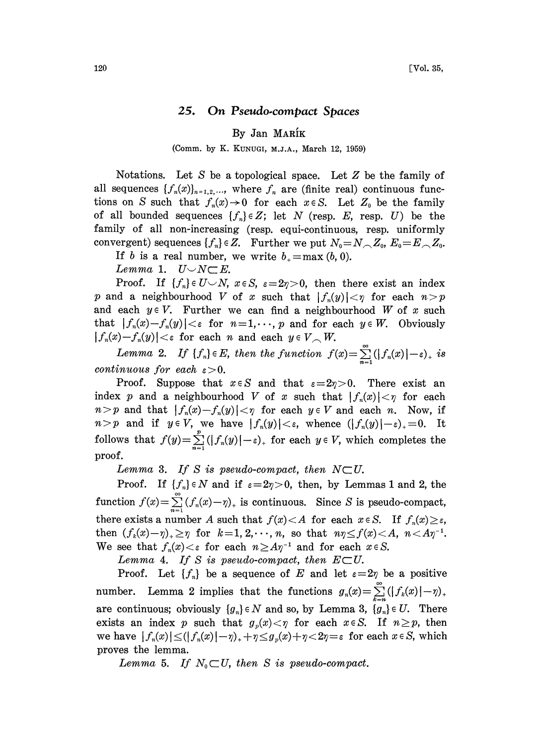# 25. On Pseudo-compact Spaces

By Jan MAŘÍK

(Comm. by K. KUNUGI, M.J.A., March 12, 1959)

Notations. Let $S$ be a topological space. Let $Z$ be the family of all sequences $\{f_n(x)\}_{n=1,2,\ldots}$, where $f_n$ are (finite real) continuous functions on $S$ such that $f_n(x)\to 0$ for each $x\in S$. Let $Z_0$ be the family of all bounded sequences $\{f_n\}\in Z$; let $N$ (resp. $E$, resp. $U$) be the family of all non-increasing (resp. equi-continuous, resp. uniformly convergent) sequences $\{f_n\}\in Z$. Further we put $N_0=N\frown Z_0$, $E_0=E\frown Z_0$.

If $b$ is a real number, we write $b_+=\max(b, 0)$.

*Lemma* 1. $U\smile N\subset E$.

Proof. If $\{f_n\}\in U\smile N$, $x\in S$, $\varepsilon=2\eta>0$, then there exist an index $p$ and a neighbourhood $V$ of $x$ such that $|f_n(y)|<\eta$ for each $n>p$ and each $y\in V$. Further we can find a neighbourhood $W$ of $x$ such that $|f_n(x)-f_n(y)|<\varepsilon$ for $n=1,\cdots,p$ and for each $y\in W$. Obviously $|f_n(x)-f_n(y)|<\varepsilon$ for each $n$ and each $y\in V\frown W$.

*Lemma* 2. *If* $\{f_n\}\in E$, *then the function* $f(x)=\sum_{n=1}^{\infty}(|f_n(x)|-\varepsilon)_+$ *is continuous for each* $\varepsilon>0$.

Proof. Suppose that $x\in S$ and that $\varepsilon=2\eta>0$. There exist an index $p$ and a neighbourhood $V$ of $x$ such that $|f_n(x)|<\eta$ for each $n>p$ and that $|f_n(x)-f_n(y)|<\eta$ for each $y\in V$ and each $n$. Now, if $n>p$ and if $y\in V$, we have $|f_n(y)|<\varepsilon$, whence $(|f_n(y)|-\varepsilon)_+=0$. It follows that $f(y)=\sum_{n=1}^{p}(|f_n(y)|-\varepsilon)_+$ for each $y\in V$, which completes the proof.

*Lemma* 3. *If $S$ is pseudo-compact, then* $N\subset U$.

Proof. If $\{f_n\}\in N$ and if $\varepsilon=2\eta>0$, then, by Lemmas 1 and 2, the function $f(x)=\sum_{n=1}^{\infty}(f_n(x)-\eta)_+$ is continuous. Since $S$ is pseudo-compact, there exists a number $A$ such that $f(x)<A$ for each $x\in S$. If $f_n(x)\geq\varepsilon$, then $(f_k(x)-\eta)_+\geq\eta$ for $k=1,2,\cdots,n$, so that $n\eta\leq f(x)<A$, $n<A\eta^{-1}$. We see that $f_n(x)<\varepsilon$ for each $n\geq A\eta^{-1}$ and for each $x\in S$.

*Lemma* 4. *If $S$ is pseudo-compact, then* $E\subset U$.

Proof. Let $\{f_n\}$ be a sequence of $E$ and let $\varepsilon=2\eta$ be a positive number. Lemma 2 implies that the functions $g_n(x)=\sum_{k=n}^{\infty}(|f_k(x)|-\eta)_+$ are continuous; obviously $\{g_n\}\in N$ and so, by Lemma 3, $\{g_n\}\in U$. There exists an index $p$ such that $g_p(x)<\eta$ for each $x\in S$. If $n\geq p$, then we have $|f_n(x)|\leq(|f_n(x)|-\eta)_++\eta\leq g_p(x)+\eta<2\eta=\varepsilon$ for each $x\in S$, which proves the lemma.

*Lemma* 5. *If* $N_0\subset U$, *then $S$ is pseudo-compact.*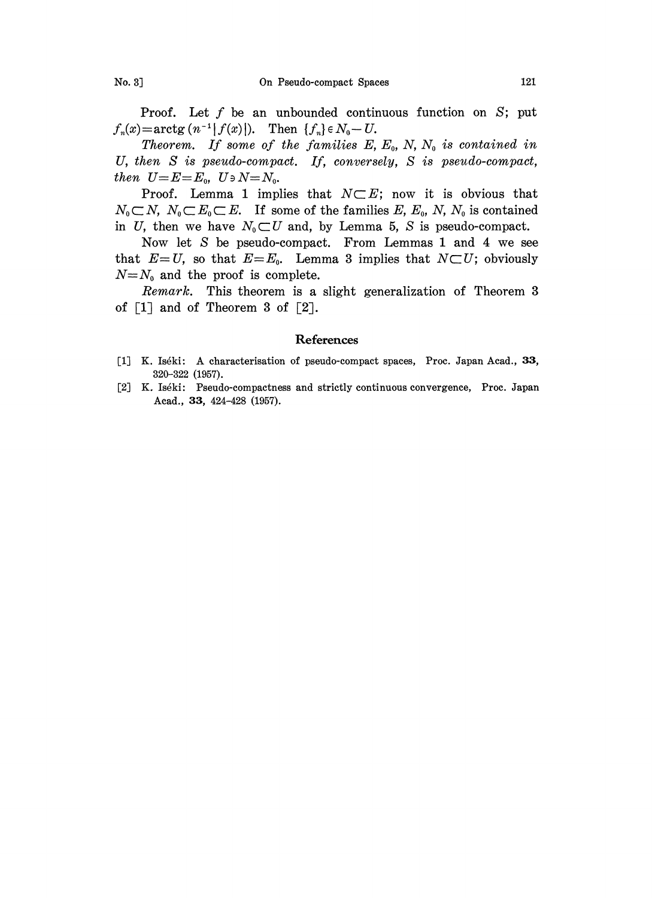*Proof.* Let $f$ be an unbounded continuous function on $S$; put $f_n(x)=\text{arctg}\,(n^{-1}|f(x)|)$. Then $\{f_n\}\in N_0-U$.

*Theorem. If some of the families $E$, $E_0$, $N$, $N_0$ is contained in $U$, then $S$ is pseudo-compact. If, conversely, $S$ is pseudo-compact, then $U=E=E_0$, $U\ni N=N_0$.*

*Proof.* Lemma 1 implies that $N\subset E$; now it is obvious that $N_0\subset N$, $N_0\subset E_0\subset E$. If some of the families $E$, $E_0$, $N$, $N_0$ is contained in $U$, then we have $N_0\subset U$ and, by Lemma 5, $S$ is pseudo-compact.

Now let $S$ be pseudo-compact. From Lemmas 1 and 4 we see that $E=U$, so that $E=E_0$. Lemma 3 implies that $N\subset U$; obviously $N=N_0$ and the proof is complete.

*Remark.* This theorem is a slight generalization of Theorem 3 of [1] and of Theorem 3 of [2].

## References

[1] K. Iséki: A characterisation of pseudo-compact spaces, Proc. Japan Acad., **33**, 320–322 (1957).

[2] K. Iséki: Pseudo-compactness and strictly continuous convergence, Proc. Japan Acad., **33**, 424–428 (1957).